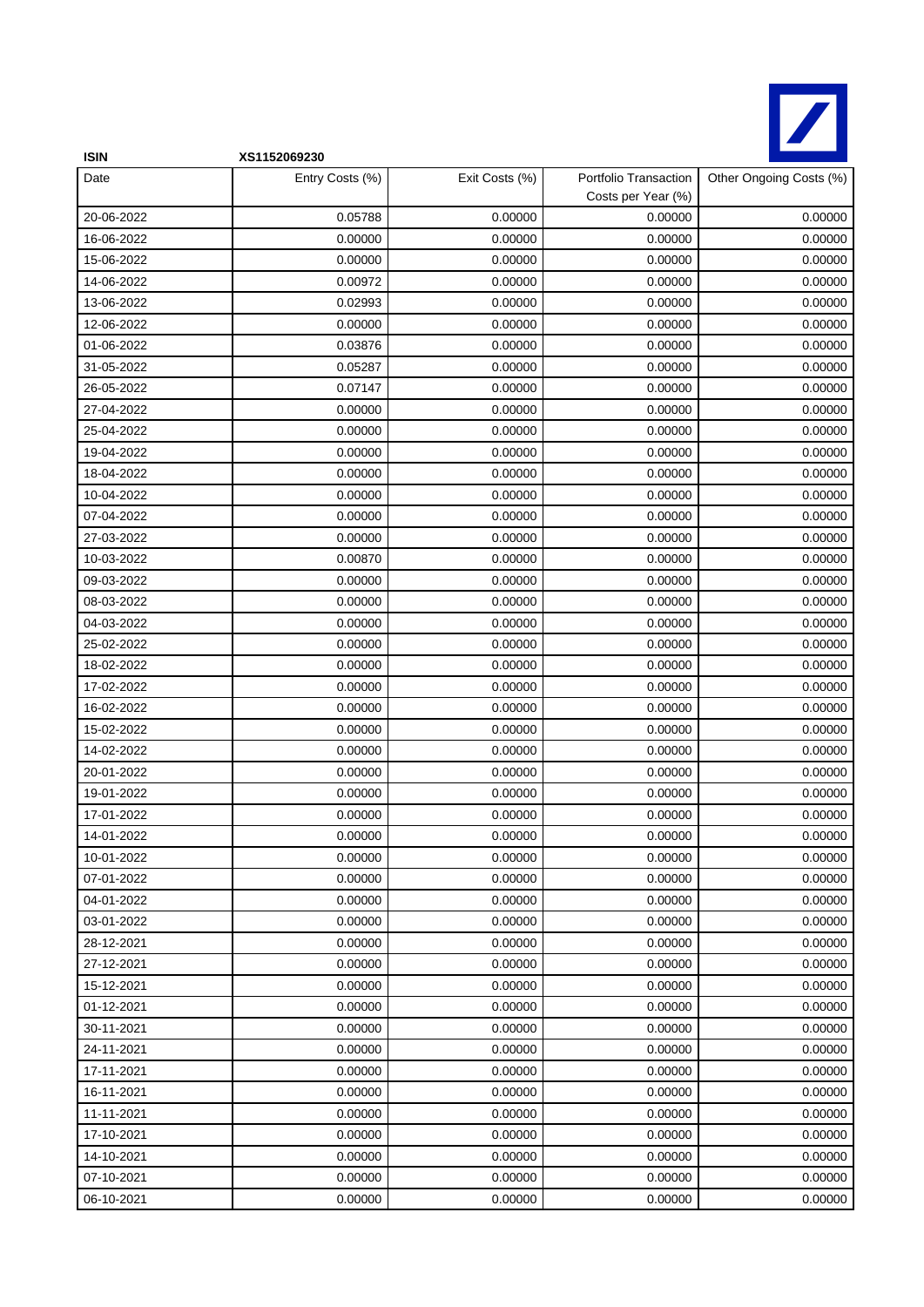| ISIN | XS1152069230 | | | |
|---|---|---|---|---|
| Date | Entry Costs (%) | Exit Costs (%) | Portfolio Transaction Costs per Year (%) | Other Ongoing Costs (%) |
| 20-06-2022 | 0.05788 | 0.00000 | 0.00000 | 0.00000 |
| 16-06-2022 | 0.00000 | 0.00000 | 0.00000 | 0.00000 |
| 15-06-2022 | 0.00000 | 0.00000 | 0.00000 | 0.00000 |
| 14-06-2022 | 0.00972 | 0.00000 | 0.00000 | 0.00000 |
| 13-06-2022 | 0.02993 | 0.00000 | 0.00000 | 0.00000 |
| 12-06-2022 | 0.00000 | 0.00000 | 0.00000 | 0.00000 |
| 01-06-2022 | 0.03876 | 0.00000 | 0.00000 | 0.00000 |
| 31-05-2022 | 0.05287 | 0.00000 | 0.00000 | 0.00000 |
| 26-05-2022 | 0.07147 | 0.00000 | 0.00000 | 0.00000 |
| 27-04-2022 | 0.00000 | 0.00000 | 0.00000 | 0.00000 |
| 25-04-2022 | 0.00000 | 0.00000 | 0.00000 | 0.00000 |
| 19-04-2022 | 0.00000 | 0.00000 | 0.00000 | 0.00000 |
| 18-04-2022 | 0.00000 | 0.00000 | 0.00000 | 0.00000 |
| 10-04-2022 | 0.00000 | 0.00000 | 0.00000 | 0.00000 |
| 07-04-2022 | 0.00000 | 0.00000 | 0.00000 | 0.00000 |
| 27-03-2022 | 0.00000 | 0.00000 | 0.00000 | 0.00000 |
| 10-03-2022 | 0.00870 | 0.00000 | 0.00000 | 0.00000 |
| 09-03-2022 | 0.00000 | 0.00000 | 0.00000 | 0.00000 |
| 08-03-2022 | 0.00000 | 0.00000 | 0.00000 | 0.00000 |
| 04-03-2022 | 0.00000 | 0.00000 | 0.00000 | 0.00000 |
| 25-02-2022 | 0.00000 | 0.00000 | 0.00000 | 0.00000 |
| 18-02-2022 | 0.00000 | 0.00000 | 0.00000 | 0.00000 |
| 17-02-2022 | 0.00000 | 0.00000 | 0.00000 | 0.00000 |
| 16-02-2022 | 0.00000 | 0.00000 | 0.00000 | 0.00000 |
| 15-02-2022 | 0.00000 | 0.00000 | 0.00000 | 0.00000 |
| 14-02-2022 | 0.00000 | 0.00000 | 0.00000 | 0.00000 |
| 20-01-2022 | 0.00000 | 0.00000 | 0.00000 | 0.00000 |
| 19-01-2022 | 0.00000 | 0.00000 | 0.00000 | 0.00000 |
| 17-01-2022 | 0.00000 | 0.00000 | 0.00000 | 0.00000 |
| 14-01-2022 | 0.00000 | 0.00000 | 0.00000 | 0.00000 |
| 10-01-2022 | 0.00000 | 0.00000 | 0.00000 | 0.00000 |
| 07-01-2022 | 0.00000 | 0.00000 | 0.00000 | 0.00000 |
| 04-01-2022 | 0.00000 | 0.00000 | 0.00000 | 0.00000 |
| 03-01-2022 | 0.00000 | 0.00000 | 0.00000 | 0.00000 |
| 28-12-2021 | 0.00000 | 0.00000 | 0.00000 | 0.00000 |
| 27-12-2021 | 0.00000 | 0.00000 | 0.00000 | 0.00000 |
| 15-12-2021 | 0.00000 | 0.00000 | 0.00000 | 0.00000 |
| 01-12-2021 | 0.00000 | 0.00000 | 0.00000 | 0.00000 |
| 30-11-2021 | 0.00000 | 0.00000 | 0.00000 | 0.00000 |
| 24-11-2021 | 0.00000 | 0.00000 | 0.00000 | 0.00000 |
| 17-11-2021 | 0.00000 | 0.00000 | 0.00000 | 0.00000 |
| 16-11-2021 | 0.00000 | 0.00000 | 0.00000 | 0.00000 |
| 11-11-2021 | 0.00000 | 0.00000 | 0.00000 | 0.00000 |
| 17-10-2021 | 0.00000 | 0.00000 | 0.00000 | 0.00000 |
| 14-10-2021 | 0.00000 | 0.00000 | 0.00000 | 0.00000 |
| 07-10-2021 | 0.00000 | 0.00000 | 0.00000 | 0.00000 |
| 06-10-2021 | 0.00000 | 0.00000 | 0.00000 | 0.00000 |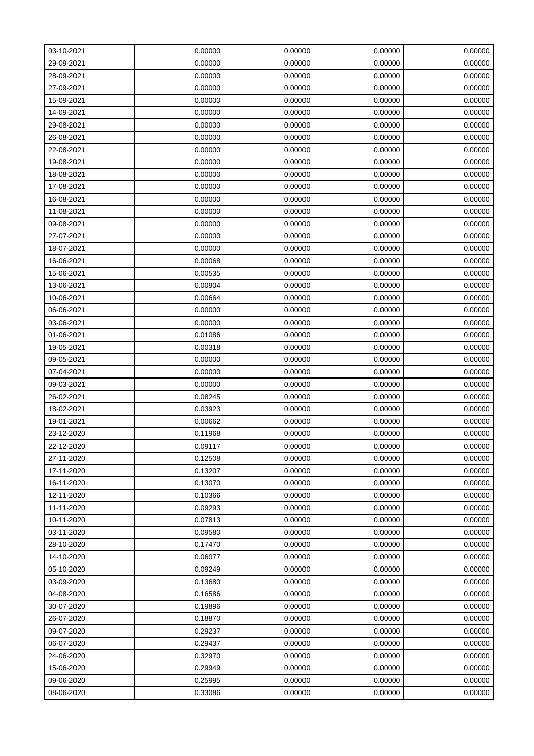| | | | | |
|---|---|---|---|---|
| 03-10-2021 | 0.00000 | 0.00000 | 0.00000 | 0.00000 |
| 29-09-2021 | 0.00000 | 0.00000 | 0.00000 | 0.00000 |
| 28-09-2021 | 0.00000 | 0.00000 | 0.00000 | 0.00000 |
| 27-09-2021 | 0.00000 | 0.00000 | 0.00000 | 0.00000 |
| 15-09-2021 | 0.00000 | 0.00000 | 0.00000 | 0.00000 |
| 14-09-2021 | 0.00000 | 0.00000 | 0.00000 | 0.00000 |
| 29-08-2021 | 0.00000 | 0.00000 | 0.00000 | 0.00000 |
| 26-08-2021 | 0.00000 | 0.00000 | 0.00000 | 0.00000 |
| 22-08-2021 | 0.00000 | 0.00000 | 0.00000 | 0.00000 |
| 19-08-2021 | 0.00000 | 0.00000 | 0.00000 | 0.00000 |
| 18-08-2021 | 0.00000 | 0.00000 | 0.00000 | 0.00000 |
| 17-08-2021 | 0.00000 | 0.00000 | 0.00000 | 0.00000 |
| 16-08-2021 | 0.00000 | 0.00000 | 0.00000 | 0.00000 |
| 11-08-2021 | 0.00000 | 0.00000 | 0.00000 | 0.00000 |
| 09-08-2021 | 0.00000 | 0.00000 | 0.00000 | 0.00000 |
| 27-07-2021 | 0.00000 | 0.00000 | 0.00000 | 0.00000 |
| 18-07-2021 | 0.00000 | 0.00000 | 0.00000 | 0.00000 |
| 16-06-2021 | 0.00068 | 0.00000 | 0.00000 | 0.00000 |
| 15-06-2021 | 0.00535 | 0.00000 | 0.00000 | 0.00000 |
| 13-06-2021 | 0.00904 | 0.00000 | 0.00000 | 0.00000 |
| 10-06-2021 | 0.00664 | 0.00000 | 0.00000 | 0.00000 |
| 06-06-2021 | 0.00000 | 0.00000 | 0.00000 | 0.00000 |
| 03-06-2021 | 0.00000 | 0.00000 | 0.00000 | 0.00000 |
| 01-06-2021 | 0.01086 | 0.00000 | 0.00000 | 0.00000 |
| 19-05-2021 | 0.00318 | 0.00000 | 0.00000 | 0.00000 |
| 09-05-2021 | 0.00000 | 0.00000 | 0.00000 | 0.00000 |
| 07-04-2021 | 0.00000 | 0.00000 | 0.00000 | 0.00000 |
| 09-03-2021 | 0.00000 | 0.00000 | 0.00000 | 0.00000 |
| 26-02-2021 | 0.08245 | 0.00000 | 0.00000 | 0.00000 |
| 18-02-2021 | 0.03923 | 0.00000 | 0.00000 | 0.00000 |
| 19-01-2021 | 0.00662 | 0.00000 | 0.00000 | 0.00000 |
| 23-12-2020 | 0.11968 | 0.00000 | 0.00000 | 0.00000 |
| 22-12-2020 | 0.09117 | 0.00000 | 0.00000 | 0.00000 |
| 27-11-2020 | 0.12508 | 0.00000 | 0.00000 | 0.00000 |
| 17-11-2020 | 0.13207 | 0.00000 | 0.00000 | 0.00000 |
| 16-11-2020 | 0.13070 | 0.00000 | 0.00000 | 0.00000 |
| 12-11-2020 | 0.10366 | 0.00000 | 0.00000 | 0.00000 |
| 11-11-2020 | 0.09293 | 0.00000 | 0.00000 | 0.00000 |
| 10-11-2020 | 0.07813 | 0.00000 | 0.00000 | 0.00000 |
| 03-11-2020 | 0.09580 | 0.00000 | 0.00000 | 0.00000 |
| 28-10-2020 | 0.17470 | 0.00000 | 0.00000 | 0.00000 |
| 14-10-2020 | 0.06077 | 0.00000 | 0.00000 | 0.00000 |
| 05-10-2020 | 0.09249 | 0.00000 | 0.00000 | 0.00000 |
| 03-09-2020 | 0.13680 | 0.00000 | 0.00000 | 0.00000 |
| 04-08-2020 | 0.16586 | 0.00000 | 0.00000 | 0.00000 |
| 30-07-2020 | 0.19896 | 0.00000 | 0.00000 | 0.00000 |
| 26-07-2020 | 0.18870 | 0.00000 | 0.00000 | 0.00000 |
| 09-07-2020 | 0.29237 | 0.00000 | 0.00000 | 0.00000 |
| 06-07-2020 | 0.29437 | 0.00000 | 0.00000 | 0.00000 |
| 24-06-2020 | 0.32970 | 0.00000 | 0.00000 | 0.00000 |
| 15-06-2020 | 0.29949 | 0.00000 | 0.00000 | 0.00000 |
| 09-06-2020 | 0.25995 | 0.00000 | 0.00000 | 0.00000 |
| 08-06-2020 | 0.33086 | 0.00000 | 0.00000 | 0.00000 |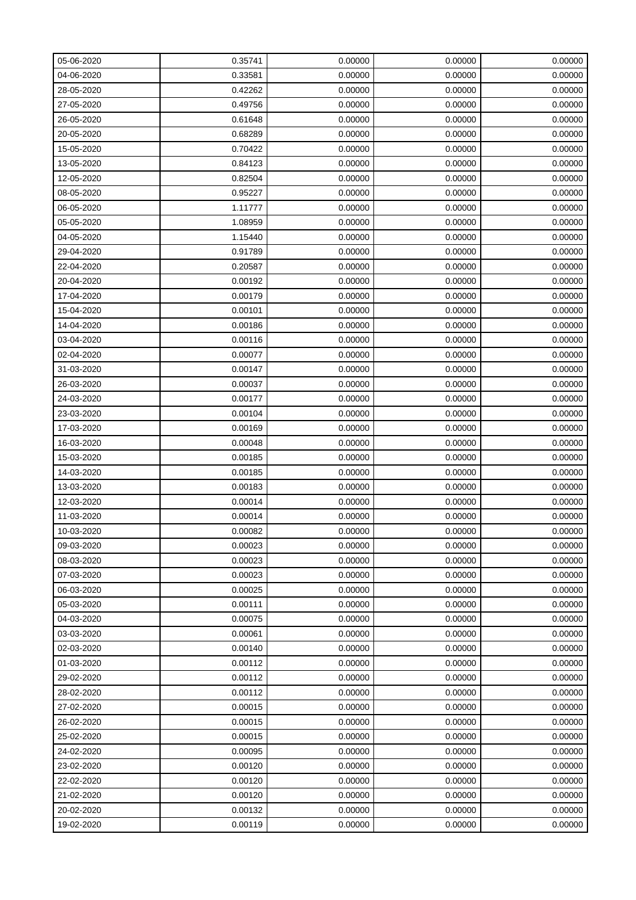| 05-06-2020 | 0.35741 | 0.00000 | 0.00000 | 0.00000 |
|---|---|---|---|---|
| 04-06-2020 | 0.33581 | 0.00000 | 0.00000 | 0.00000 |
| 28-05-2020 | 0.42262 | 0.00000 | 0.00000 | 0.00000 |
| 27-05-2020 | 0.49756 | 0.00000 | 0.00000 | 0.00000 |
| 26-05-2020 | 0.61648 | 0.00000 | 0.00000 | 0.00000 |
| 20-05-2020 | 0.68289 | 0.00000 | 0.00000 | 0.00000 |
| 15-05-2020 | 0.70422 | 0.00000 | 0.00000 | 0.00000 |
| 13-05-2020 | 0.84123 | 0.00000 | 0.00000 | 0.00000 |
| 12-05-2020 | 0.82504 | 0.00000 | 0.00000 | 0.00000 |
| 08-05-2020 | 0.95227 | 0.00000 | 0.00000 | 0.00000 |
| 06-05-2020 | 1.11777 | 0.00000 | 0.00000 | 0.00000 |
| 05-05-2020 | 1.08959 | 0.00000 | 0.00000 | 0.00000 |
| 04-05-2020 | 1.15440 | 0.00000 | 0.00000 | 0.00000 |
| 29-04-2020 | 0.91789 | 0.00000 | 0.00000 | 0.00000 |
| 22-04-2020 | 0.20587 | 0.00000 | 0.00000 | 0.00000 |
| 20-04-2020 | 0.00192 | 0.00000 | 0.00000 | 0.00000 |
| 17-04-2020 | 0.00179 | 0.00000 | 0.00000 | 0.00000 |
| 15-04-2020 | 0.00101 | 0.00000 | 0.00000 | 0.00000 |
| 14-04-2020 | 0.00186 | 0.00000 | 0.00000 | 0.00000 |
| 03-04-2020 | 0.00116 | 0.00000 | 0.00000 | 0.00000 |
| 02-04-2020 | 0.00077 | 0.00000 | 0.00000 | 0.00000 |
| 31-03-2020 | 0.00147 | 0.00000 | 0.00000 | 0.00000 |
| 26-03-2020 | 0.00037 | 0.00000 | 0.00000 | 0.00000 |
| 24-03-2020 | 0.00177 | 0.00000 | 0.00000 | 0.00000 |
| 23-03-2020 | 0.00104 | 0.00000 | 0.00000 | 0.00000 |
| 17-03-2020 | 0.00169 | 0.00000 | 0.00000 | 0.00000 |
| 16-03-2020 | 0.00048 | 0.00000 | 0.00000 | 0.00000 |
| 15-03-2020 | 0.00185 | 0.00000 | 0.00000 | 0.00000 |
| 14-03-2020 | 0.00185 | 0.00000 | 0.00000 | 0.00000 |
| 13-03-2020 | 0.00183 | 0.00000 | 0.00000 | 0.00000 |
| 12-03-2020 | 0.00014 | 0.00000 | 0.00000 | 0.00000 |
| 11-03-2020 | 0.00014 | 0.00000 | 0.00000 | 0.00000 |
| 10-03-2020 | 0.00082 | 0.00000 | 0.00000 | 0.00000 |
| 09-03-2020 | 0.00023 | 0.00000 | 0.00000 | 0.00000 |
| 08-03-2020 | 0.00023 | 0.00000 | 0.00000 | 0.00000 |
| 07-03-2020 | 0.00023 | 0.00000 | 0.00000 | 0.00000 |
| 06-03-2020 | 0.00025 | 0.00000 | 0.00000 | 0.00000 |
| 05-03-2020 | 0.00111 | 0.00000 | 0.00000 | 0.00000 |
| 04-03-2020 | 0.00075 | 0.00000 | 0.00000 | 0.00000 |
| 03-03-2020 | 0.00061 | 0.00000 | 0.00000 | 0.00000 |
| 02-03-2020 | 0.00140 | 0.00000 | 0.00000 | 0.00000 |
| 01-03-2020 | 0.00112 | 0.00000 | 0.00000 | 0.00000 |
| 29-02-2020 | 0.00112 | 0.00000 | 0.00000 | 0.00000 |
| 28-02-2020 | 0.00112 | 0.00000 | 0.00000 | 0.00000 |
| 27-02-2020 | 0.00015 | 0.00000 | 0.00000 | 0.00000 |
| 26-02-2020 | 0.00015 | 0.00000 | 0.00000 | 0.00000 |
| 25-02-2020 | 0.00015 | 0.00000 | 0.00000 | 0.00000 |
| 24-02-2020 | 0.00095 | 0.00000 | 0.00000 | 0.00000 |
| 23-02-2020 | 0.00120 | 0.00000 | 0.00000 | 0.00000 |
| 22-02-2020 | 0.00120 | 0.00000 | 0.00000 | 0.00000 |
| 21-02-2020 | 0.00120 | 0.00000 | 0.00000 | 0.00000 |
| 20-02-2020 | 0.00132 | 0.00000 | 0.00000 | 0.00000 |
| 19-02-2020 | 0.00119 | 0.00000 | 0.00000 | 0.00000 |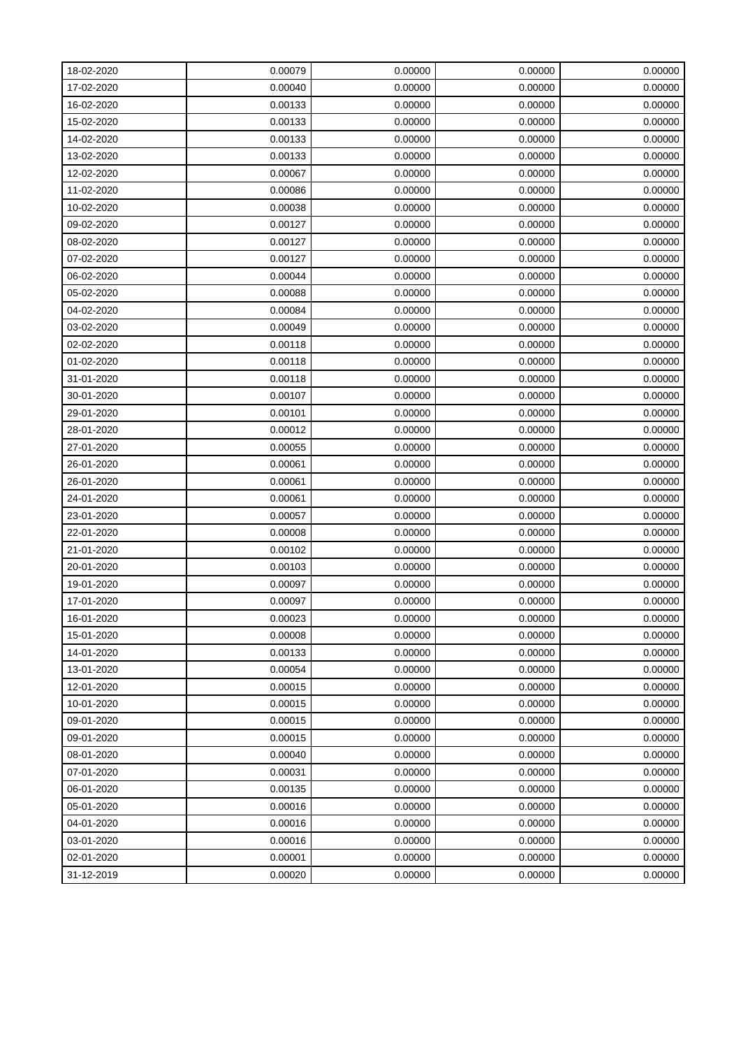| | | | | |
|---|---|---|---|---|
| 18-02-2020 | 0.00079 | 0.00000 | 0.00000 | 0.00000 |
| 17-02-2020 | 0.00040 | 0.00000 | 0.00000 | 0.00000 |
| 16-02-2020 | 0.00133 | 0.00000 | 0.00000 | 0.00000 |
| 15-02-2020 | 0.00133 | 0.00000 | 0.00000 | 0.00000 |
| 14-02-2020 | 0.00133 | 0.00000 | 0.00000 | 0.00000 |
| 13-02-2020 | 0.00133 | 0.00000 | 0.00000 | 0.00000 |
| 12-02-2020 | 0.00067 | 0.00000 | 0.00000 | 0.00000 |
| 11-02-2020 | 0.00086 | 0.00000 | 0.00000 | 0.00000 |
| 10-02-2020 | 0.00038 | 0.00000 | 0.00000 | 0.00000 |
| 09-02-2020 | 0.00127 | 0.00000 | 0.00000 | 0.00000 |
| 08-02-2020 | 0.00127 | 0.00000 | 0.00000 | 0.00000 |
| 07-02-2020 | 0.00127 | 0.00000 | 0.00000 | 0.00000 |
| 06-02-2020 | 0.00044 | 0.00000 | 0.00000 | 0.00000 |
| 05-02-2020 | 0.00088 | 0.00000 | 0.00000 | 0.00000 |
| 04-02-2020 | 0.00084 | 0.00000 | 0.00000 | 0.00000 |
| 03-02-2020 | 0.00049 | 0.00000 | 0.00000 | 0.00000 |
| 02-02-2020 | 0.00118 | 0.00000 | 0.00000 | 0.00000 |
| 01-02-2020 | 0.00118 | 0.00000 | 0.00000 | 0.00000 |
| 31-01-2020 | 0.00118 | 0.00000 | 0.00000 | 0.00000 |
| 30-01-2020 | 0.00107 | 0.00000 | 0.00000 | 0.00000 |
| 29-01-2020 | 0.00101 | 0.00000 | 0.00000 | 0.00000 |
| 28-01-2020 | 0.00012 | 0.00000 | 0.00000 | 0.00000 |
| 27-01-2020 | 0.00055 | 0.00000 | 0.00000 | 0.00000 |
| 26-01-2020 | 0.00061 | 0.00000 | 0.00000 | 0.00000 |
| 26-01-2020 | 0.00061 | 0.00000 | 0.00000 | 0.00000 |
| 24-01-2020 | 0.00061 | 0.00000 | 0.00000 | 0.00000 |
| 23-01-2020 | 0.00057 | 0.00000 | 0.00000 | 0.00000 |
| 22-01-2020 | 0.00008 | 0.00000 | 0.00000 | 0.00000 |
| 21-01-2020 | 0.00102 | 0.00000 | 0.00000 | 0.00000 |
| 20-01-2020 | 0.00103 | 0.00000 | 0.00000 | 0.00000 |
| 19-01-2020 | 0.00097 | 0.00000 | 0.00000 | 0.00000 |
| 17-01-2020 | 0.00097 | 0.00000 | 0.00000 | 0.00000 |
| 16-01-2020 | 0.00023 | 0.00000 | 0.00000 | 0.00000 |
| 15-01-2020 | 0.00008 | 0.00000 | 0.00000 | 0.00000 |
| 14-01-2020 | 0.00133 | 0.00000 | 0.00000 | 0.00000 |
| 13-01-2020 | 0.00054 | 0.00000 | 0.00000 | 0.00000 |
| 12-01-2020 | 0.00015 | 0.00000 | 0.00000 | 0.00000 |
| 10-01-2020 | 0.00015 | 0.00000 | 0.00000 | 0.00000 |
| 09-01-2020 | 0.00015 | 0.00000 | 0.00000 | 0.00000 |
| 09-01-2020 | 0.00015 | 0.00000 | 0.00000 | 0.00000 |
| 08-01-2020 | 0.00040 | 0.00000 | 0.00000 | 0.00000 |
| 07-01-2020 | 0.00031 | 0.00000 | 0.00000 | 0.00000 |
| 06-01-2020 | 0.00135 | 0.00000 | 0.00000 | 0.00000 |
| 05-01-2020 | 0.00016 | 0.00000 | 0.00000 | 0.00000 |
| 04-01-2020 | 0.00016 | 0.00000 | 0.00000 | 0.00000 |
| 03-01-2020 | 0.00016 | 0.00000 | 0.00000 | 0.00000 |
| 02-01-2020 | 0.00001 | 0.00000 | 0.00000 | 0.00000 |
| 31-12-2019 | 0.00020 | 0.00000 | 0.00000 | 0.00000 |